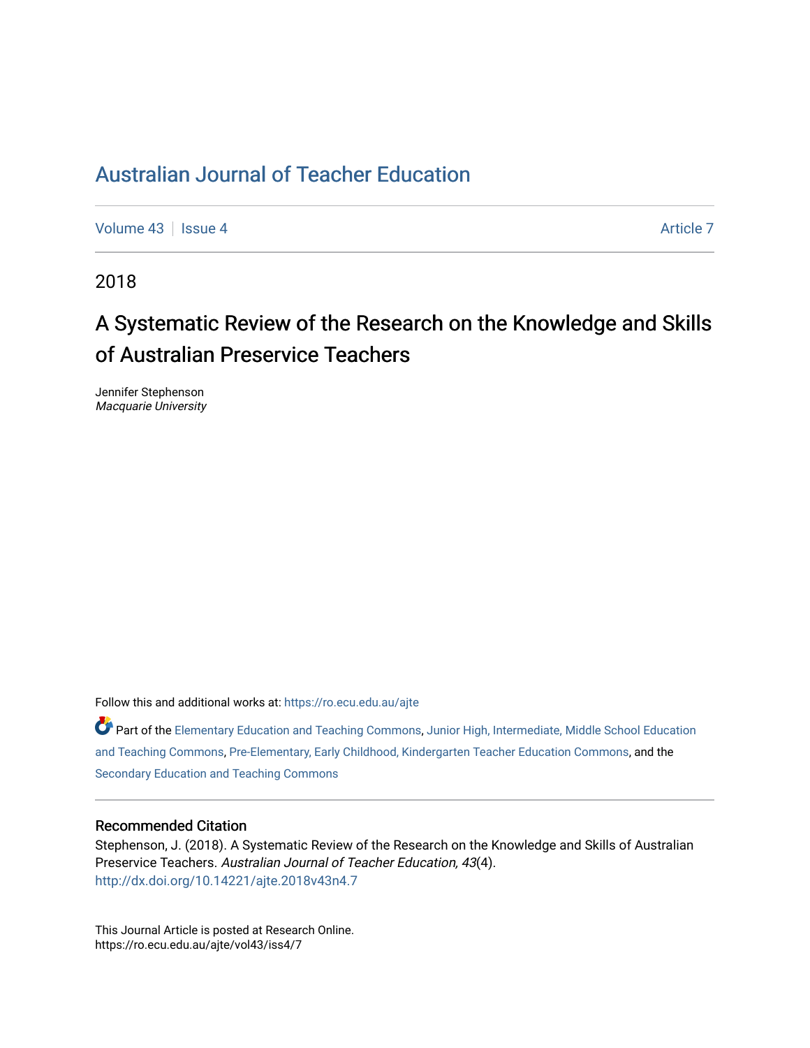# Australian Journal of Teacher Education

Volume 43 | Issue 4 | Article 7

2018

## A Systematic Review of the Research on the Knowledge and Skills of Australian Preservice Teachers

Jennifer Stephenson
*Macquarie University*

Follow this and additional works at: https://ro.ecu.edu.au/ajte

Part of the Elementary Education and Teaching Commons, Junior High, Intermediate, Middle School Education and Teaching Commons, Pre-Elementary, Early Childhood, Kindergarten Teacher Education Commons, and the Secondary Education and Teaching Commons

### Recommended Citation

Stephenson, J. (2018). A Systematic Review of the Research on the Knowledge and Skills of Australian Preservice Teachers. *Australian Journal of Teacher Education, 43*(4).
http://dx.doi.org/10.14221/ajte.2018v43n4.7

This Journal Article is posted at Research Online.
https://ro.ecu.edu.au/ajte/vol43/iss4/7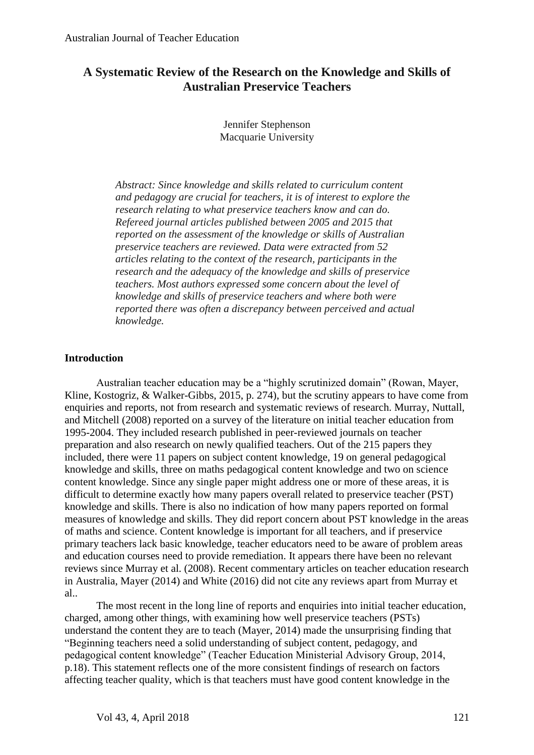# A Systematic Review of the Research on the Knowledge and Skills of Australian Preservice Teachers

Jennifer Stephenson
Macquarie University

*Abstract: Since knowledge and skills related to curriculum content and pedagogy are crucial for teachers, it is of interest to explore the research relating to what preservice teachers know and can do. Refereed journal articles published between 2005 and 2015 that reported on the assessment of the knowledge or skills of Australian preservice teachers are reviewed. Data were extracted from 52 articles relating to the context of the research, participants in the research and the adequacy of the knowledge and skills of preservice teachers. Most authors expressed some concern about the level of knowledge and skills of preservice teachers and where both were reported there was often a discrepancy between perceived and actual knowledge.*

## Introduction

Australian teacher education may be a "highly scrutinized domain" (Rowan, Mayer, Kline, Kostogriz, & Walker-Gibbs, 2015, p. 274), but the scrutiny appears to have come from enquiries and reports, not from research and systematic reviews of research. Murray, Nuttall, and Mitchell (2008) reported on a survey of the literature on initial teacher education from 1995-2004. They included research published in peer-reviewed journals on teacher preparation and also research on newly qualified teachers. Out of the 215 papers they included, there were 11 papers on subject content knowledge, 19 on general pedagogical knowledge and skills, three on maths pedagogical content knowledge and two on science content knowledge. Since any single paper might address one or more of these areas, it is difficult to determine exactly how many papers overall related to preservice teacher (PST) knowledge and skills. There is also no indication of how many papers reported on formal measures of knowledge and skills. They did report concern about PST knowledge in the areas of maths and science. Content knowledge is important for all teachers, and if preservice primary teachers lack basic knowledge, teacher educators need to be aware of problem areas and education courses need to provide remediation. It appears there have been no relevant reviews since Murray et al. (2008). Recent commentary articles on teacher education research in Australia, Mayer (2014) and White (2016) did not cite any reviews apart from Murray et al..

The most recent in the long line of reports and enquiries into initial teacher education, charged, among other things, with examining how well preservice teachers (PSTs) understand the content they are to teach (Mayer, 2014) made the unsurprising finding that "Beginning teachers need a solid understanding of subject content, pedagogy, and pedagogical content knowledge" (Teacher Education Ministerial Advisory Group, 2014, p.18). This statement reflects one of the more consistent findings of research on factors affecting teacher quality, which is that teachers must have good content knowledge in the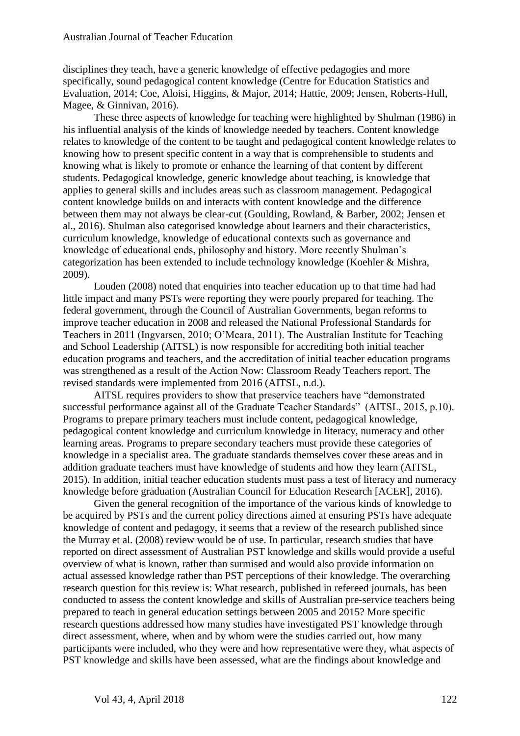disciplines they teach, have a generic knowledge of effective pedagogies and more specifically, sound pedagogical content knowledge (Centre for Education Statistics and Evaluation, 2014; Coe, Aloisi, Higgins, & Major, 2014; Hattie, 2009; Jensen, Roberts-Hull, Magee, & Ginnivan, 2016).

These three aspects of knowledge for teaching were highlighted by Shulman (1986) in his influential analysis of the kinds of knowledge needed by teachers. Content knowledge relates to knowledge of the content to be taught and pedagogical content knowledge relates to knowing how to present specific content in a way that is comprehensible to students and knowing what is likely to promote or enhance the learning of that content by different students. Pedagogical knowledge, generic knowledge about teaching, is knowledge that applies to general skills and includes areas such as classroom management. Pedagogical content knowledge builds on and interacts with content knowledge and the difference between them may not always be clear-cut (Goulding, Rowland, & Barber, 2002; Jensen et al., 2016). Shulman also categorised knowledge about learners and their characteristics, curriculum knowledge, knowledge of educational contexts such as governance and knowledge of educational ends, philosophy and history. More recently Shulman's categorization has been extended to include technology knowledge (Koehler & Mishra, 2009).

Louden (2008) noted that enquiries into teacher education up to that time had had little impact and many PSTs were reporting they were poorly prepared for teaching. The federal government, through the Council of Australian Governments, began reforms to improve teacher education in 2008 and released the National Professional Standards for Teachers in 2011 (Ingvarsen, 2010; O'Meara, 2011). The Australian Institute for Teaching and School Leadership (AITSL) is now responsible for accrediting both initial teacher education programs and teachers, and the accreditation of initial teacher education programs was strengthened as a result of the Action Now: Classroom Ready Teachers report. The revised standards were implemented from 2016 (AITSL, n.d.).

AITSL requires providers to show that preservice teachers have "demonstrated successful performance against all of the Graduate Teacher Standards" (AITSL, 2015, p.10). Programs to prepare primary teachers must include content, pedagogical knowledge, pedagogical content knowledge and curriculum knowledge in literacy, numeracy and other learning areas. Programs to prepare secondary teachers must provide these categories of knowledge in a specialist area. The graduate standards themselves cover these areas and in addition graduate teachers must have knowledge of students and how they learn (AITSL, 2015). In addition, initial teacher education students must pass a test of literacy and numeracy knowledge before graduation (Australian Council for Education Research [ACER], 2016).

Given the general recognition of the importance of the various kinds of knowledge to be acquired by PSTs and the current policy directions aimed at ensuring PSTs have adequate knowledge of content and pedagogy, it seems that a review of the research published since the Murray et al. (2008) review would be of use. In particular, research studies that have reported on direct assessment of Australian PST knowledge and skills would provide a useful overview of what is known, rather than surmised and would also provide information on actual assessed knowledge rather than PST perceptions of their knowledge. The overarching research question for this review is: What research, published in refereed journals, has been conducted to assess the content knowledge and skills of Australian pre-service teachers being prepared to teach in general education settings between 2005 and 2015? More specific research questions addressed how many studies have investigated PST knowledge through direct assessment, where, when and by whom were the studies carried out, how many participants were included, who they were and how representative were they, what aspects of PST knowledge and skills have been assessed, what are the findings about knowledge and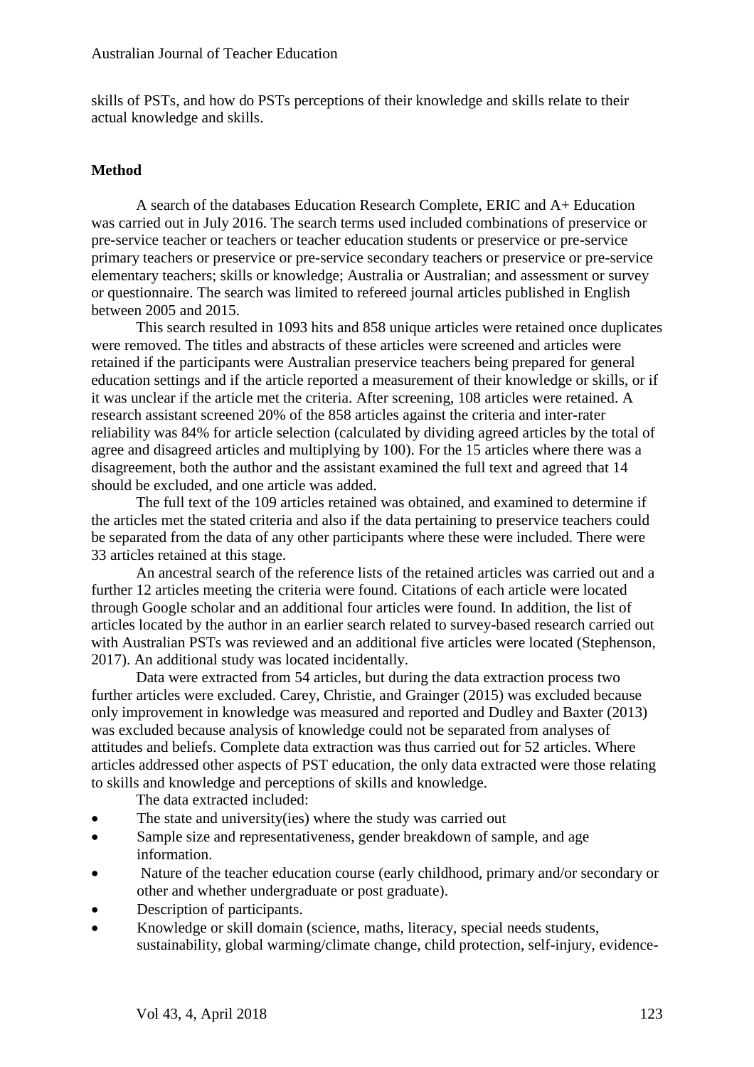skills of PSTs, and how do PSTs perceptions of their knowledge and skills relate to their actual knowledge and skills.

## Method

A search of the databases Education Research Complete, ERIC and A+ Education was carried out in July 2016. The search terms used included combinations of preservice or pre-service teacher or teachers or teacher education students or preservice or pre-service primary teachers or preservice or pre-service secondary teachers or preservice or pre-service elementary teachers; skills or knowledge; Australia or Australian; and assessment or survey or questionnaire. The search was limited to refereed journal articles published in English between 2005 and 2015.

This search resulted in 1093 hits and 858 unique articles were retained once duplicates were removed. The titles and abstracts of these articles were screened and articles were retained if the participants were Australian preservice teachers being prepared for general education settings and if the article reported a measurement of their knowledge or skills, or if it was unclear if the article met the criteria. After screening, 108 articles were retained. A research assistant screened 20% of the 858 articles against the criteria and inter-rater reliability was 84% for article selection (calculated by dividing agreed articles by the total of agree and disagreed articles and multiplying by 100). For the 15 articles where there was a disagreement, both the author and the assistant examined the full text and agreed that 14 should be excluded, and one article was added.

The full text of the 109 articles retained was obtained, and examined to determine if the articles met the stated criteria and also if the data pertaining to preservice teachers could be separated from the data of any other participants where these were included. There were 33 articles retained at this stage.

An ancestral search of the reference lists of the retained articles was carried out and a further 12 articles meeting the criteria were found. Citations of each article were located through Google scholar and an additional four articles were found. In addition, the list of articles located by the author in an earlier search related to survey-based research carried out with Australian PSTs was reviewed and an additional five articles were located (Stephenson, 2017). An additional study was located incidentally.

Data were extracted from 54 articles, but during the data extraction process two further articles were excluded. Carey, Christie, and Grainger (2015) was excluded because only improvement in knowledge was measured and reported and Dudley and Baxter (2013) was excluded because analysis of knowledge could not be separated from analyses of attitudes and beliefs. Complete data extraction was thus carried out for 52 articles. Where articles addressed other aspects of PST education, the only data extracted were those relating to skills and knowledge and perceptions of skills and knowledge.

The data extracted included:

- The state and university(ies) where the study was carried out
- Sample size and representativeness, gender breakdown of sample, and age information.
- Nature of the teacher education course (early childhood, primary and/or secondary or other and whether undergraduate or post graduate).
- Description of participants.
- Knowledge or skill domain (science, maths, literacy, special needs students, sustainability, global warming/climate change, child protection, self-injury, evidence-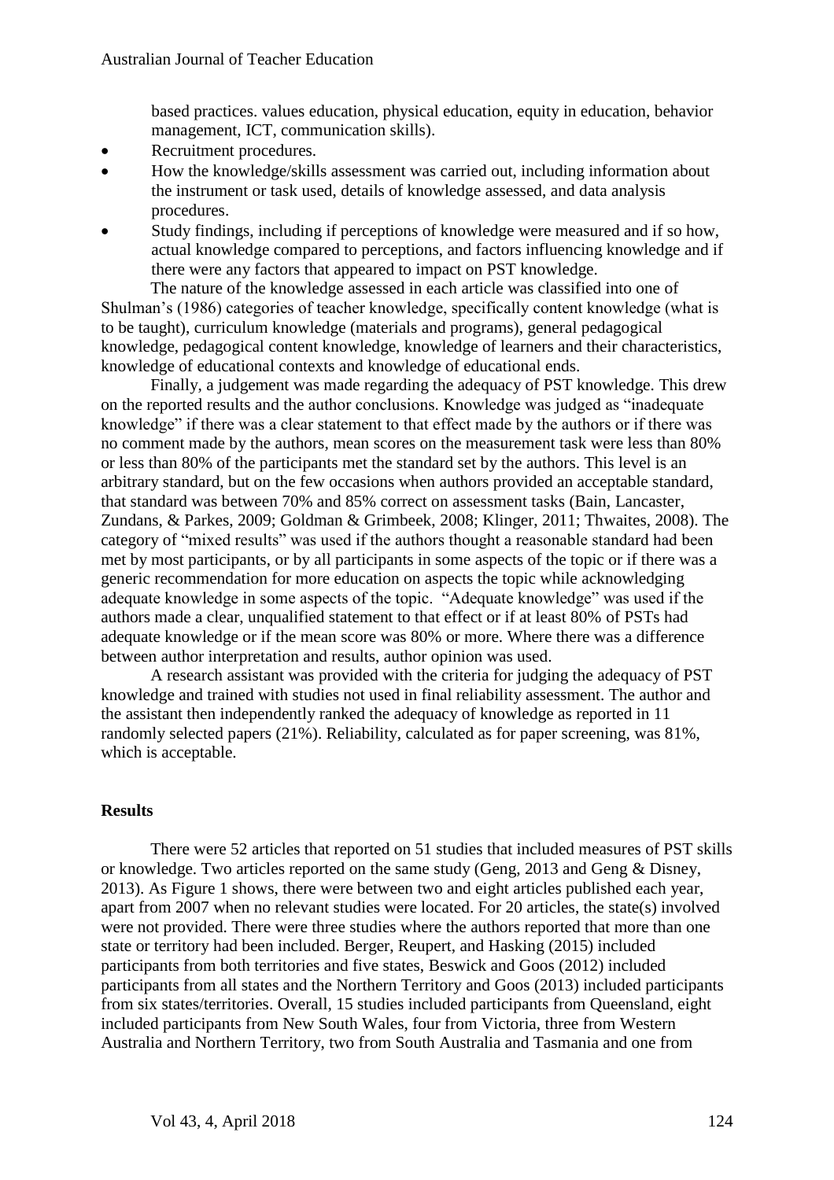based practices. values education, physical education, equity in education, behavior management, ICT, communication skills).

- Recruitment procedures.
- How the knowledge/skills assessment was carried out, including information about the instrument or task used, details of knowledge assessed, and data analysis procedures.
- Study findings, including if perceptions of knowledge were measured and if so how, actual knowledge compared to perceptions, and factors influencing knowledge and if there were any factors that appeared to impact on PST knowledge.

The nature of the knowledge assessed in each article was classified into one of Shulman's (1986) categories of teacher knowledge, specifically content knowledge (what is to be taught), curriculum knowledge (materials and programs), general pedagogical knowledge, pedagogical content knowledge, knowledge of learners and their characteristics, knowledge of educational contexts and knowledge of educational ends.

Finally, a judgement was made regarding the adequacy of PST knowledge. This drew on the reported results and the author conclusions. Knowledge was judged as "inadequate knowledge" if there was a clear statement to that effect made by the authors or if there was no comment made by the authors, mean scores on the measurement task were less than 80% or less than 80% of the participants met the standard set by the authors. This level is an arbitrary standard, but on the few occasions when authors provided an acceptable standard, that standard was between 70% and 85% correct on assessment tasks (Bain, Lancaster, Zundans, & Parkes, 2009; Goldman & Grimbeek, 2008; Klinger, 2011; Thwaites, 2008). The category of "mixed results" was used if the authors thought a reasonable standard had been met by most participants, or by all participants in some aspects of the topic or if there was a generic recommendation for more education on aspects the topic while acknowledging adequate knowledge in some aspects of the topic. "Adequate knowledge" was used if the authors made a clear, unqualified statement to that effect or if at least 80% of PSTs had adequate knowledge or if the mean score was 80% or more. Where there was a difference between author interpretation and results, author opinion was used.

A research assistant was provided with the criteria for judging the adequacy of PST knowledge and trained with studies not used in final reliability assessment. The author and the assistant then independently ranked the adequacy of knowledge as reported in 11 randomly selected papers (21%). Reliability, calculated as for paper screening, was 81%, which is acceptable.

## Results

There were 52 articles that reported on 51 studies that included measures of PST skills or knowledge. Two articles reported on the same study (Geng, 2013 and Geng & Disney, 2013). As Figure 1 shows, there were between two and eight articles published each year, apart from 2007 when no relevant studies were located. For 20 articles, the state(s) involved were not provided. There were three studies where the authors reported that more than one state or territory had been included. Berger, Reupert, and Hasking (2015) included participants from both territories and five states, Beswick and Goos (2012) included participants from all states and the Northern Territory and Goos (2013) included participants from six states/territories. Overall, 15 studies included participants from Queensland, eight included participants from New South Wales, four from Victoria, three from Western Australia and Northern Territory, two from South Australia and Tasmania and one from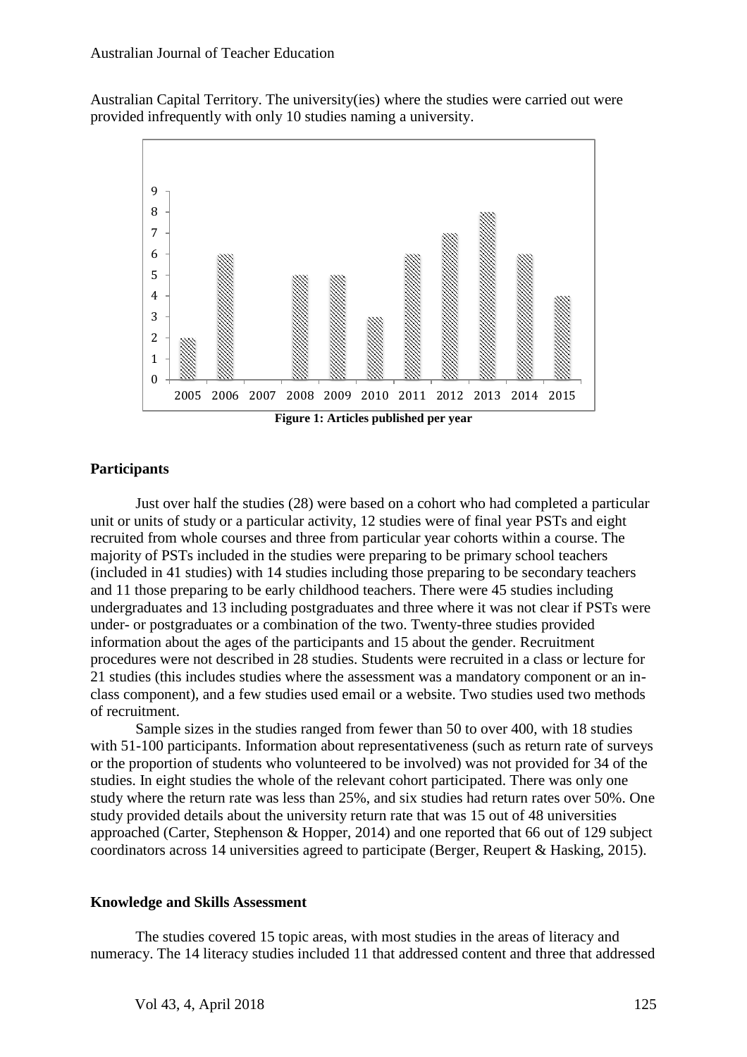Australian Capital Territory. The university(ies) where the studies were carried out were provided infrequently with only 10 studies naming a university.

**Figure 1: Articles published per year**

### Participants

Just over half the studies (28) were based on a cohort who had completed a particular unit or units of study or a particular activity, 12 studies were of final year PSTs and eight recruited from whole courses and three from particular year cohorts within a course. The majority of PSTs included in the studies were preparing to be primary school teachers (included in 41 studies) with 14 studies including those preparing to be secondary teachers and 11 those preparing to be early childhood teachers. There were 45 studies including undergraduates and 13 including postgraduates and three where it was not clear if PSTs were under- or postgraduates or a combination of the two. Twenty-three studies provided information about the ages of the participants and 15 about the gender. Recruitment procedures were not described in 28 studies. Students were recruited in a class or lecture for 21 studies (this includes studies where the assessment was a mandatory component or an in-class component), and a few studies used email or a website. Two studies used two methods of recruitment.

Sample sizes in the studies ranged from fewer than 50 to over 400, with 18 studies with 51-100 participants. Information about representativeness (such as return rate of surveys or the proportion of students who volunteered to be involved) was not provided for 34 of the studies. In eight studies the whole of the relevant cohort participated. There was only one study where the return rate was less than 25%, and six studies had return rates over 50%. One study provided details about the university return rate that was 15 out of 48 universities approached (Carter, Stephenson & Hopper, 2014) and one reported that 66 out of 129 subject coordinators across 14 universities agreed to participate (Berger, Reupert & Hasking, 2015).

### Knowledge and Skills Assessment

The studies covered 15 topic areas, with most studies in the areas of literacy and numeracy. The 14 literacy studies included 11 that addressed content and three that addressed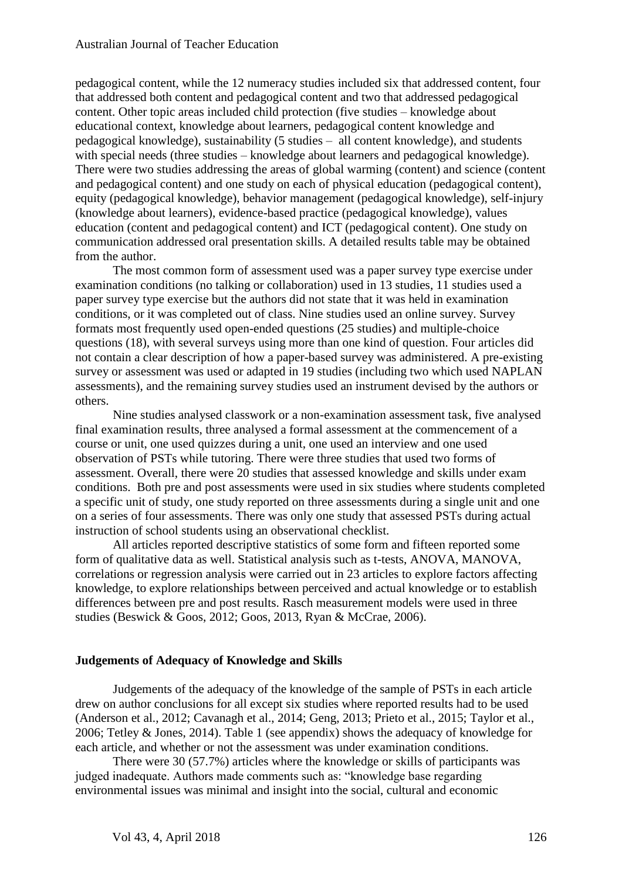pedagogical content, while the 12 numeracy studies included six that addressed content, four that addressed both content and pedagogical content and two that addressed pedagogical content. Other topic areas included child protection (five studies – knowledge about educational context, knowledge about learners, pedagogical content knowledge and pedagogical knowledge), sustainability (5 studies – all content knowledge), and students with special needs (three studies – knowledge about learners and pedagogical knowledge). There were two studies addressing the areas of global warming (content) and science (content and pedagogical content) and one study on each of physical education (pedagogical content), equity (pedagogical knowledge), behavior management (pedagogical knowledge), self-injury (knowledge about learners), evidence-based practice (pedagogical knowledge), values education (content and pedagogical content) and ICT (pedagogical content). One study on communication addressed oral presentation skills. A detailed results table may be obtained from the author.

The most common form of assessment used was a paper survey type exercise under examination conditions (no talking or collaboration) used in 13 studies, 11 studies used a paper survey type exercise but the authors did not state that it was held in examination conditions, or it was completed out of class. Nine studies used an online survey. Survey formats most frequently used open-ended questions (25 studies) and multiple-choice questions (18), with several surveys using more than one kind of question. Four articles did not contain a clear description of how a paper-based survey was administered. A pre-existing survey or assessment was used or adapted in 19 studies (including two which used NAPLAN assessments), and the remaining survey studies used an instrument devised by the authors or others.

Nine studies analysed classwork or a non-examination assessment task, five analysed final examination results, three analysed a formal assessment at the commencement of a course or unit, one used quizzes during a unit, one used an interview and one used observation of PSTs while tutoring. There were three studies that used two forms of assessment. Overall, there were 20 studies that assessed knowledge and skills under exam conditions. Both pre and post assessments were used in six studies where students completed a specific unit of study, one study reported on three assessments during a single unit and one on a series of four assessments. There was only one study that assessed PSTs during actual instruction of school students using an observational checklist.

All articles reported descriptive statistics of some form and fifteen reported some form of qualitative data as well. Statistical analysis such as t-tests, ANOVA, MANOVA, correlations or regression analysis were carried out in 23 articles to explore factors affecting knowledge, to explore relationships between perceived and actual knowledge or to establish differences between pre and post results. Rasch measurement models were used in three studies (Beswick & Goos, 2012; Goos, 2013, Ryan & McCrae, 2006).

### Judgements of Adequacy of Knowledge and Skills

Judgements of the adequacy of the knowledge of the sample of PSTs in each article drew on author conclusions for all except six studies where reported results had to be used (Anderson et al., 2012; Cavanagh et al., 2014; Geng, 2013; Prieto et al., 2015; Taylor et al., 2006; Tetley & Jones, 2014). Table 1 (see appendix) shows the adequacy of knowledge for each article, and whether or not the assessment was under examination conditions.

There were 30 (57.7%) articles where the knowledge or skills of participants was judged inadequate. Authors made comments such as: "knowledge base regarding environmental issues was minimal and insight into the social, cultural and economic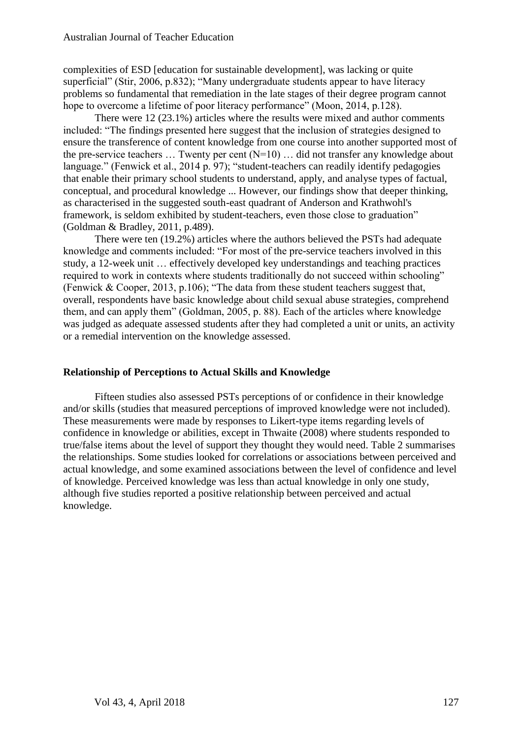complexities of ESD [education for sustainable development], was lacking or quite superficial" (Stir, 2006, p.832); "Many undergraduate students appear to have literacy problems so fundamental that remediation in the late stages of their degree program cannot hope to overcome a lifetime of poor literacy performance" (Moon, 2014, p.128).

There were 12 (23.1%) articles where the results were mixed and author comments included: "The findings presented here suggest that the inclusion of strategies designed to ensure the transference of content knowledge from one course into another supported most of the pre-service teachers … Twenty per cent (N=10) … did not transfer any knowledge about language." (Fenwick et al., 2014 p. 97); "student-teachers can readily identify pedagogies that enable their primary school students to understand, apply, and analyse types of factual, conceptual, and procedural knowledge ... However, our findings show that deeper thinking, as characterised in the suggested south-east quadrant of Anderson and Krathwohl's framework, is seldom exhibited by student-teachers, even those close to graduation" (Goldman & Bradley, 2011, p.489).

There were ten (19.2%) articles where the authors believed the PSTs had adequate knowledge and comments included: "For most of the pre-service teachers involved in this study, a 12-week unit … effectively developed key understandings and teaching practices required to work in contexts where students traditionally do not succeed within schooling" (Fenwick & Cooper, 2013, p.106); "The data from these student teachers suggest that, overall, respondents have basic knowledge about child sexual abuse strategies, comprehend them, and can apply them" (Goldman, 2005, p. 88). Each of the articles where knowledge was judged as adequate assessed students after they had completed a unit or units, an activity or a remedial intervention on the knowledge assessed.

### Relationship of Perceptions to Actual Skills and Knowledge

Fifteen studies also assessed PSTs perceptions of or confidence in their knowledge and/or skills (studies that measured perceptions of improved knowledge were not included). These measurements were made by responses to Likert-type items regarding levels of confidence in knowledge or abilities, except in Thwaite (2008) where students responded to true/false items about the level of support they thought they would need. Table 2 summarises the relationships. Some studies looked for correlations or associations between perceived and actual knowledge, and some examined associations between the level of confidence and level of knowledge. Perceived knowledge was less than actual knowledge in only one study, although five studies reported a positive relationship between perceived and actual knowledge.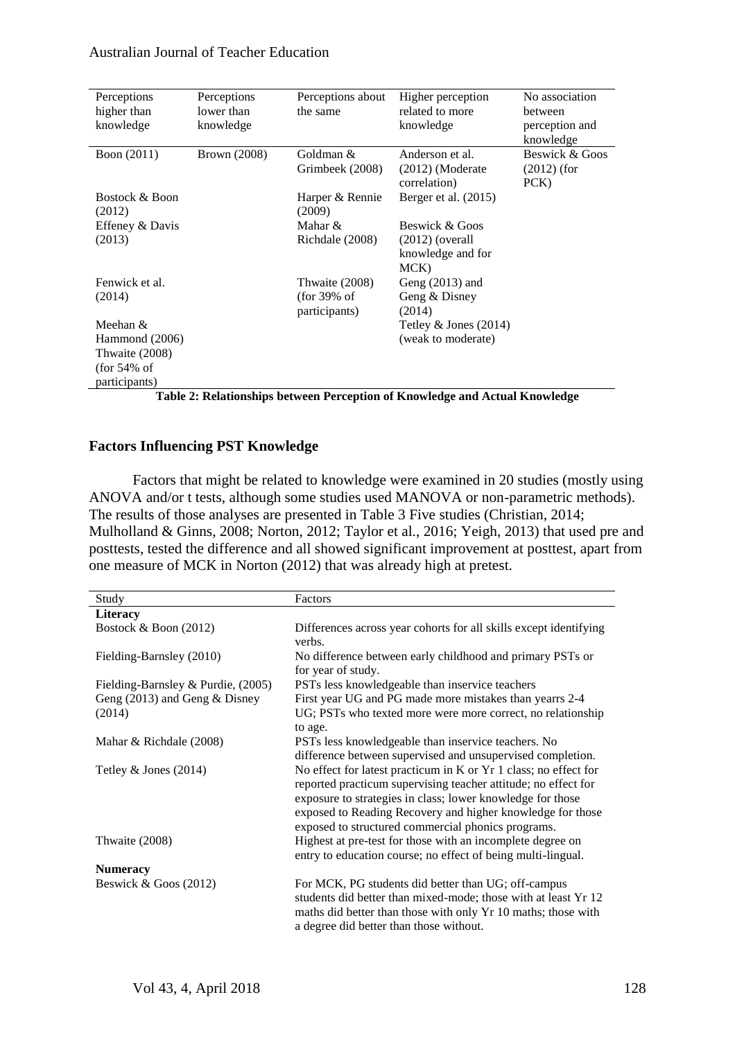| Perceptions higher than knowledge | Perceptions lower than knowledge | Perceptions about the same | Higher perception related to more knowledge | No association between perception and knowledge |
|---|---|---|---|---|
| Boon (2011) | Brown (2008) | Goldman & Grimbeek (2008) | Anderson et al. (2012) (Moderate correlation) | Beswick & Goos (2012) (for PCK) |
| Bostock & Boon (2012) | | Harper & Rennie (2009) | Berger et al. (2015) | |
| Effeney & Davis (2013) | | Mahar & Richdale (2008) | Beswick & Goos (2012) (overall knowledge and for MCK) | |
| Fenwick et al. (2014) | | Thwaite (2008) (for 39% of participants) | Geng (2013) and Geng & Disney (2014) | |
| Meehan & Hammond (2006) | | | Tetley & Jones (2014) (weak to moderate) | |
| Thwaite (2008) (for 54% of participants) | | | | |

**Table 2: Relationships between Perception of Knowledge and Actual Knowledge**

### Factors Influencing PST Knowledge

Factors that might be related to knowledge were examined in 20 studies (mostly using ANOVA and/or t tests, although some studies used MANOVA or non-parametric methods). The results of those analyses are presented in Table 3 Five studies (Christian, 2014; Mulholland & Ginns, 2008; Norton, 2012; Taylor et al., 2016; Yeigh, 2013) that used pre and posttests, tested the difference and all showed significant improvement at posttest, apart from one measure of MCK in Norton (2012) that was already high at pretest.

| Study | Factors |
|---|---|
| **Literacy** | |
| Bostock & Boon (2012) | Differences across year cohorts for all skills except identifying verbs. |
| Fielding-Barnsley (2010) | No difference between early childhood and primary PSTs or for year of study. |
| Fielding-Barnsley & Purdie, (2005) | PSTs less knowledgeable than inservice teachers |
| Geng (2013) and Geng & Disney (2014) | First year UG and PG made more mistakes than yearrs 2-4 UG; PSTs who texted more were more correct, no relationship to age. |
| Mahar & Richdale (2008) | PSTs less knowledgeable than inservice teachers. No difference between supervised and unsupervised completion. |
| Tetley & Jones (2014) | No effect for latest practicum in K or Yr 1 class; no effect for reported practicum supervising teacher attitude; no effect for exposure to strategies in class; lower knowledge for those exposed to Reading Recovery and higher knowledge for those exposed to structured commercial phonics programs. |
| Thwaite (2008) | Highest at pre-test for those with an incomplete degree on entry to education course; no effect of being multi-lingual. |
| **Numeracy** | |
| Beswick & Goos (2012) | For MCK, PG students did better than UG; off-campus students did better than mixed-mode; those with at least Yr 12 maths did better than those with only Yr 10 maths; those with a degree did better than those without. |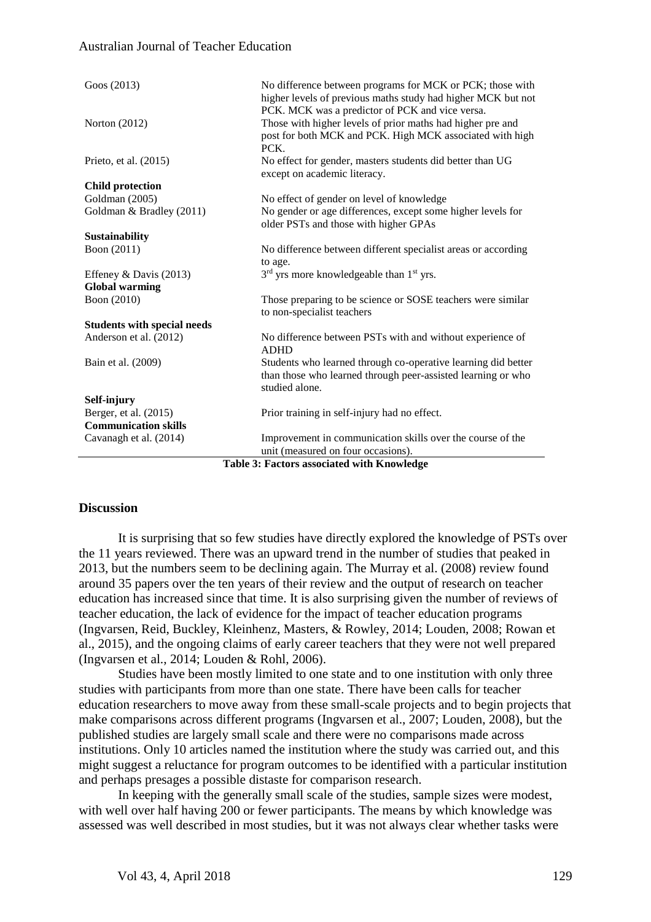| | |
|---|---|
| Goos (2013) | No difference between programs for MCK or PCK; those with higher levels of previous maths study had higher MCK but not PCK. MCK was a predictor of PCK and vice versa. |
| Norton (2012) | Those with higher levels of prior maths had higher pre and post for both MCK and PCK. High MCK associated with high PCK. |
| Prieto, et al. (2015) | No effect for gender, masters students did better than UG except on academic literacy. |
| **Child protection** | |
| Goldman (2005) | No effect of gender on level of knowledge |
| Goldman & Bradley (2011) | No gender or age differences, except some higher levels for older PSTs and those with higher GPAs |
| **Sustainability** | |
| Boon (2011) | No difference between different specialist areas or according to age. |
| Effeney & Davis (2013) | 3rd yrs more knowledgeable than 1st yrs. |
| **Global warming** | |
| Boon (2010) | Those preparing to be science or SOSE teachers were similar to non-specialist teachers |
| **Students with special needs** | |
| Anderson et al. (2012) | No difference between PSTs with and without experience of ADHD |
| Bain et al. (2009) | Students who learned through co-operative learning did better than those who learned through peer-assisted learning or who studied alone. |
| **Self-injury** | |
| Berger, et al. (2015) | Prior training in self-injury had no effect. |
| **Communication skills** | |
| Cavanagh et al. (2014) | Improvement in communication skills over the course of the unit (measured on four occasions). |

**Table 3: Factors associated with Knowledge**

## Discussion

It is surprising that so few studies have directly explored the knowledge of PSTs over the 11 years reviewed. There was an upward trend in the number of studies that peaked in 2013, but the numbers seem to be declining again. The Murray et al. (2008) review found around 35 papers over the ten years of their review and the output of research on teacher education has increased since that time. It is also surprising given the number of reviews of teacher education, the lack of evidence for the impact of teacher education programs (Ingvarsen, Reid, Buckley, Kleinhenz, Masters, & Rowley, 2014; Louden, 2008; Rowan et al., 2015), and the ongoing claims of early career teachers that they were not well prepared (Ingvarsen et al., 2014; Louden & Rohl, 2006).

Studies have been mostly limited to one state and to one institution with only three studies with participants from more than one state. There have been calls for teacher education researchers to move away from these small-scale projects and to begin projects that make comparisons across different programs (Ingvarsen et al., 2007; Louden, 2008), but the published studies are largely small scale and there were no comparisons made across institutions. Only 10 articles named the institution where the study was carried out, and this might suggest a reluctance for program outcomes to be identified with a particular institution and perhaps presages a possible distaste for comparison research.

In keeping with the generally small scale of the studies, sample sizes were modest, with well over half having 200 or fewer participants. The means by which knowledge was assessed was well described in most studies, but it was not always clear whether tasks were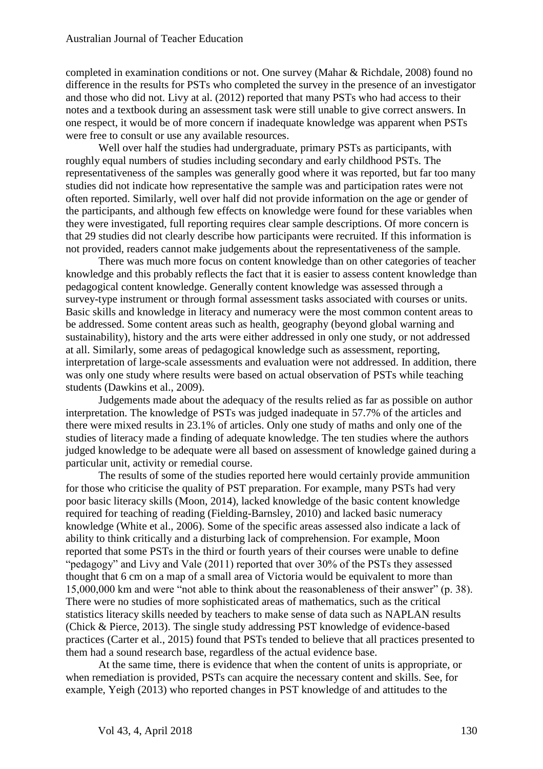completed in examination conditions or not. One survey (Mahar & Richdale, 2008) found no difference in the results for PSTs who completed the survey in the presence of an investigator and those who did not. Livy at al. (2012) reported that many PSTs who had access to their notes and a textbook during an assessment task were still unable to give correct answers. In one respect, it would be of more concern if inadequate knowledge was apparent when PSTs were free to consult or use any available resources.

Well over half the studies had undergraduate, primary PSTs as participants, with roughly equal numbers of studies including secondary and early childhood PSTs. The representativeness of the samples was generally good where it was reported, but far too many studies did not indicate how representative the sample was and participation rates were not often reported. Similarly, well over half did not provide information on the age or gender of the participants, and although few effects on knowledge were found for these variables when they were investigated, full reporting requires clear sample descriptions. Of more concern is that 29 studies did not clearly describe how participants were recruited. If this information is not provided, readers cannot make judgements about the representativeness of the sample.

There was much more focus on content knowledge than on other categories of teacher knowledge and this probably reflects the fact that it is easier to assess content knowledge than pedagogical content knowledge. Generally content knowledge was assessed through a survey-type instrument or through formal assessment tasks associated with courses or units. Basic skills and knowledge in literacy and numeracy were the most common content areas to be addressed. Some content areas such as health, geography (beyond global warning and sustainability), history and the arts were either addressed in only one study, or not addressed at all. Similarly, some areas of pedagogical knowledge such as assessment, reporting, interpretation of large-scale assessments and evaluation were not addressed. In addition, there was only one study where results were based on actual observation of PSTs while teaching students (Dawkins et al., 2009).

Judgements made about the adequacy of the results relied as far as possible on author interpretation. The knowledge of PSTs was judged inadequate in 57.7% of the articles and there were mixed results in 23.1% of articles. Only one study of maths and only one of the studies of literacy made a finding of adequate knowledge. The ten studies where the authors judged knowledge to be adequate were all based on assessment of knowledge gained during a particular unit, activity or remedial course.

The results of some of the studies reported here would certainly provide ammunition for those who criticise the quality of PST preparation. For example, many PSTs had very poor basic literacy skills (Moon, 2014), lacked knowledge of the basic content knowledge required for teaching of reading (Fielding-Barnsley, 2010) and lacked basic numeracy knowledge (White et al., 2006). Some of the specific areas assessed also indicate a lack of ability to think critically and a disturbing lack of comprehension. For example, Moon reported that some PSTs in the third or fourth years of their courses were unable to define "pedagogy" and Livy and Vale (2011) reported that over 30% of the PSTs they assessed thought that 6 cm on a map of a small area of Victoria would be equivalent to more than 15,000,000 km and were "not able to think about the reasonableness of their answer" (p. 38). There were no studies of more sophisticated areas of mathematics, such as the critical statistics literacy skills needed by teachers to make sense of data such as NAPLAN results (Chick & Pierce, 2013). The single study addressing PST knowledge of evidence-based practices (Carter et al., 2015) found that PSTs tended to believe that all practices presented to them had a sound research base, regardless of the actual evidence base.

At the same time, there is evidence that when the content of units is appropriate, or when remediation is provided, PSTs can acquire the necessary content and skills. See, for example, Yeigh (2013) who reported changes in PST knowledge of and attitudes to the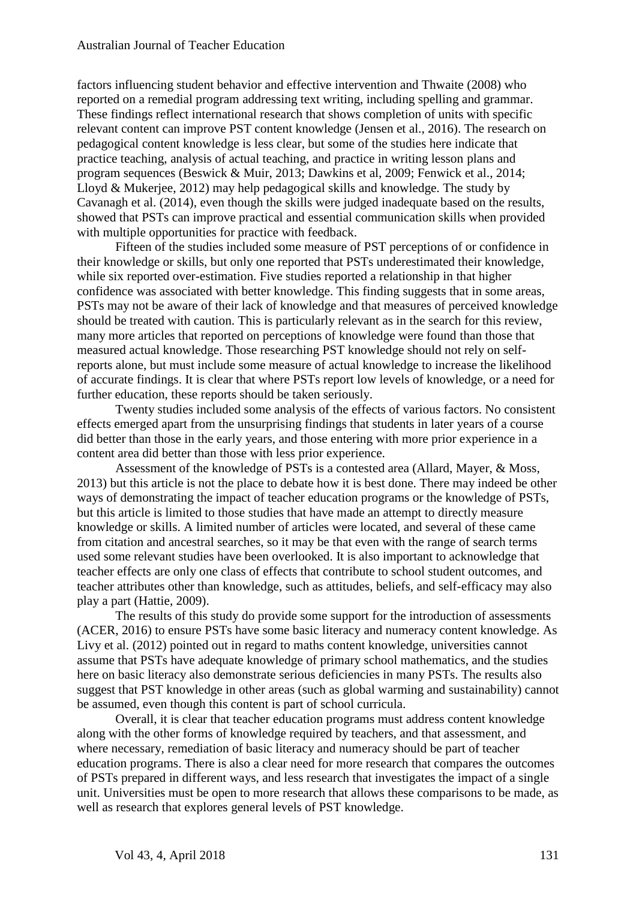factors influencing student behavior and effective intervention and Thwaite (2008) who reported on a remedial program addressing text writing, including spelling and grammar. These findings reflect international research that shows completion of units with specific relevant content can improve PST content knowledge (Jensen et al., 2016). The research on pedagogical content knowledge is less clear, but some of the studies here indicate that practice teaching, analysis of actual teaching, and practice in writing lesson plans and program sequences (Beswick & Muir, 2013; Dawkins et al, 2009; Fenwick et al., 2014; Lloyd & Mukerjee, 2012) may help pedagogical skills and knowledge. The study by Cavanagh et al. (2014), even though the skills were judged inadequate based on the results, showed that PSTs can improve practical and essential communication skills when provided with multiple opportunities for practice with feedback.

Fifteen of the studies included some measure of PST perceptions of or confidence in their knowledge or skills, but only one reported that PSTs underestimated their knowledge, while six reported over-estimation. Five studies reported a relationship in that higher confidence was associated with better knowledge. This finding suggests that in some areas, PSTs may not be aware of their lack of knowledge and that measures of perceived knowledge should be treated with caution. This is particularly relevant as in the search for this review, many more articles that reported on perceptions of knowledge were found than those that measured actual knowledge. Those researching PST knowledge should not rely on self-reports alone, but must include some measure of actual knowledge to increase the likelihood of accurate findings. It is clear that where PSTs report low levels of knowledge, or a need for further education, these reports should be taken seriously.

Twenty studies included some analysis of the effects of various factors. No consistent effects emerged apart from the unsurprising findings that students in later years of a course did better than those in the early years, and those entering with more prior experience in a content area did better than those with less prior experience.

Assessment of the knowledge of PSTs is a contested area (Allard, Mayer, & Moss, 2013) but this article is not the place to debate how it is best done. There may indeed be other ways of demonstrating the impact of teacher education programs or the knowledge of PSTs, but this article is limited to those studies that have made an attempt to directly measure knowledge or skills. A limited number of articles were located, and several of these came from citation and ancestral searches, so it may be that even with the range of search terms used some relevant studies have been overlooked. It is also important to acknowledge that teacher effects are only one class of effects that contribute to school student outcomes, and teacher attributes other than knowledge, such as attitudes, beliefs, and self-efficacy may also play a part (Hattie, 2009).

The results of this study do provide some support for the introduction of assessments (ACER, 2016) to ensure PSTs have some basic literacy and numeracy content knowledge. As Livy et al. (2012) pointed out in regard to maths content knowledge, universities cannot assume that PSTs have adequate knowledge of primary school mathematics, and the studies here on basic literacy also demonstrate serious deficiencies in many PSTs. The results also suggest that PST knowledge in other areas (such as global warming and sustainability) cannot be assumed, even though this content is part of school curricula.

Overall, it is clear that teacher education programs must address content knowledge along with the other forms of knowledge required by teachers, and that assessment, and where necessary, remediation of basic literacy and numeracy should be part of teacher education programs. There is also a clear need for more research that compares the outcomes of PSTs prepared in different ways, and less research that investigates the impact of a single unit. Universities must be open to more research that allows these comparisons to be made, as well as research that explores general levels of PST knowledge.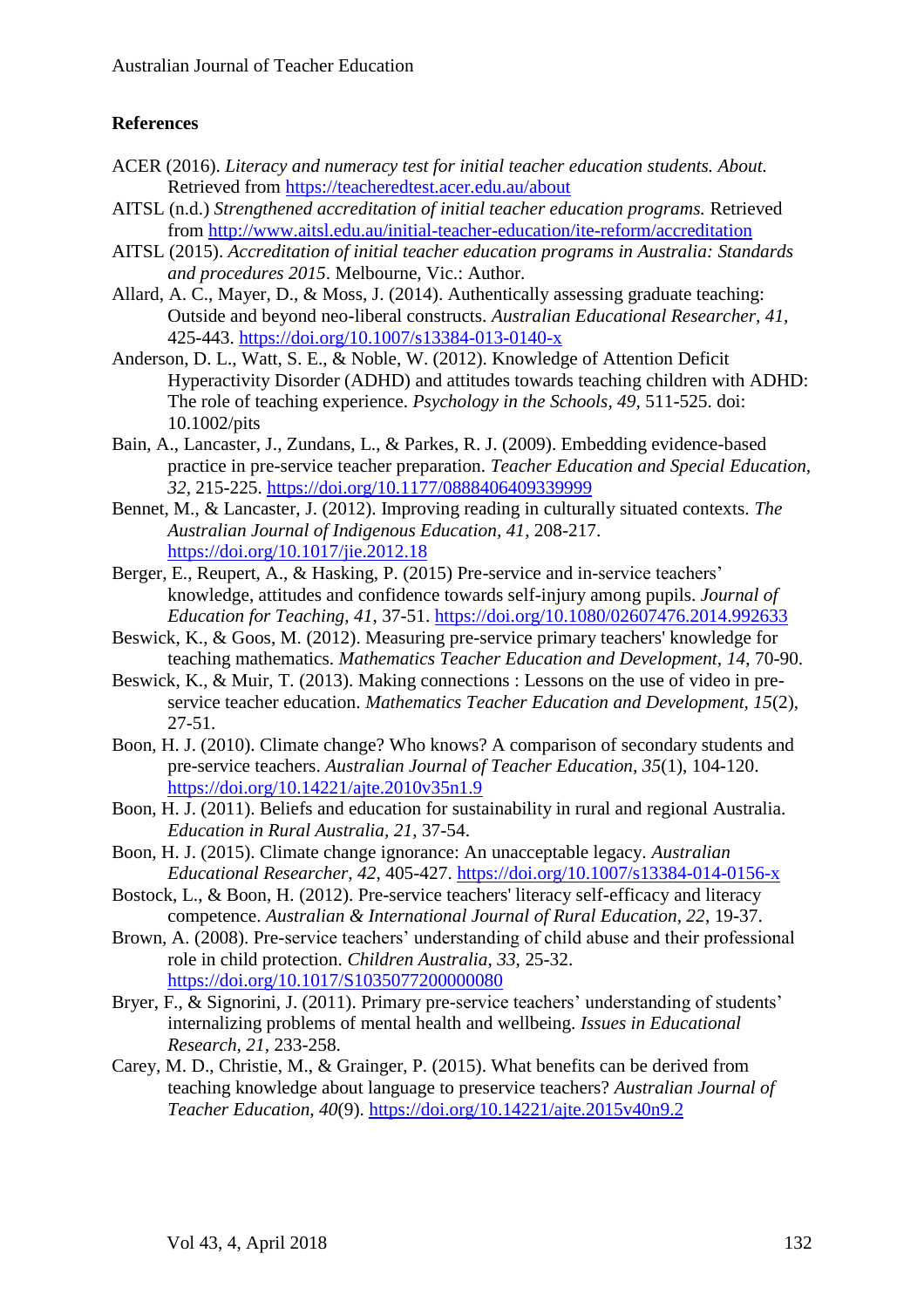## References

ACER (2016). *Literacy and numeracy test for initial teacher education students. About.* Retrieved from https://teacheredtest.acer.edu.au/about

AITSL (n.d.) *Strengthened accreditation of initial teacher education programs.* Retrieved from http://www.aitsl.edu.au/initial-teacher-education/ite-reform/accreditation

AITSL (2015). *Accreditation of initial teacher education programs in Australia: Standards and procedures 2015*. Melbourne, Vic.: Author.

Allard, A. C., Mayer, D., & Moss, J. (2014). Authentically assessing graduate teaching: Outside and beyond neo-liberal constructs. *Australian Educational Researcher, 41*, 425-443. https://doi.org/10.1007/s13384-013-0140-x

Anderson, D. L., Watt, S. E., & Noble, W. (2012). Knowledge of Attention Deficit Hyperactivity Disorder (ADHD) and attitudes towards teaching children with ADHD: The role of teaching experience. *Psychology in the Schools, 49*, 511-525. doi: 10.1002/pits

Bain, A., Lancaster, J., Zundans, L., & Parkes, R. J. (2009). Embedding evidence-based practice in pre-service teacher preparation. *Teacher Education and Special Education, 32*, 215-225. https://doi.org/10.1177/0888406409339999

Bennet, M., & Lancaster, J. (2012). Improving reading in culturally situated contexts. *The Australian Journal of Indigenous Education, 41*, 208-217. https://doi.org/10.1017/jie.2012.18

Berger, E., Reupert, A., & Hasking, P. (2015) Pre-service and in-service teachers' knowledge, attitudes and confidence towards self-injury among pupils. *Journal of Education for Teaching, 41*, 37-51. https://doi.org/10.1080/02607476.2014.992633

Beswick, K., & Goos, M. (2012). Measuring pre-service primary teachers' knowledge for teaching mathematics. *Mathematics Teacher Education and Development, 14*, 70-90.

Beswick, K., & Muir, T. (2013). Making connections : Lessons on the use of video in pre-service teacher education. *Mathematics Teacher Education and Development, 15*(2), 27-51.

Boon, H. J. (2010). Climate change? Who knows? A comparison of secondary students and pre-service teachers. *Australian Journal of Teacher Education, 35*(1), 104-120. https://doi.org/10.14221/ajte.2010v35n1.9

Boon, H. J. (2011). Beliefs and education for sustainability in rural and regional Australia. *Education in Rural Australia, 21*, 37-54.

Boon, H. J. (2015). Climate change ignorance: An unacceptable legacy. *Australian Educational Researcher, 42*, 405-427. https://doi.org/10.1007/s13384-014-0156-x

Bostock, L., & Boon, H. (2012). Pre-service teachers' literacy self-efficacy and literacy competence. *Australian & International Journal of Rural Education, 22*, 19-37.

Brown, A. (2008). Pre-service teachers' understanding of child abuse and their professional role in child protection. *Children Australia, 33*, 25-32. https://doi.org/10.1017/S1035077200000080

Bryer, F., & Signorini, J. (2011). Primary pre-service teachers' understanding of students' internalizing problems of mental health and wellbeing. *Issues in Educational Research, 21*, 233-258.

Carey, M. D., Christie, M., & Grainger, P. (2015). What benefits can be derived from teaching knowledge about language to preservice teachers? *Australian Journal of Teacher Education, 40*(9). https://doi.org/10.14221/ajte.2015v40n9.2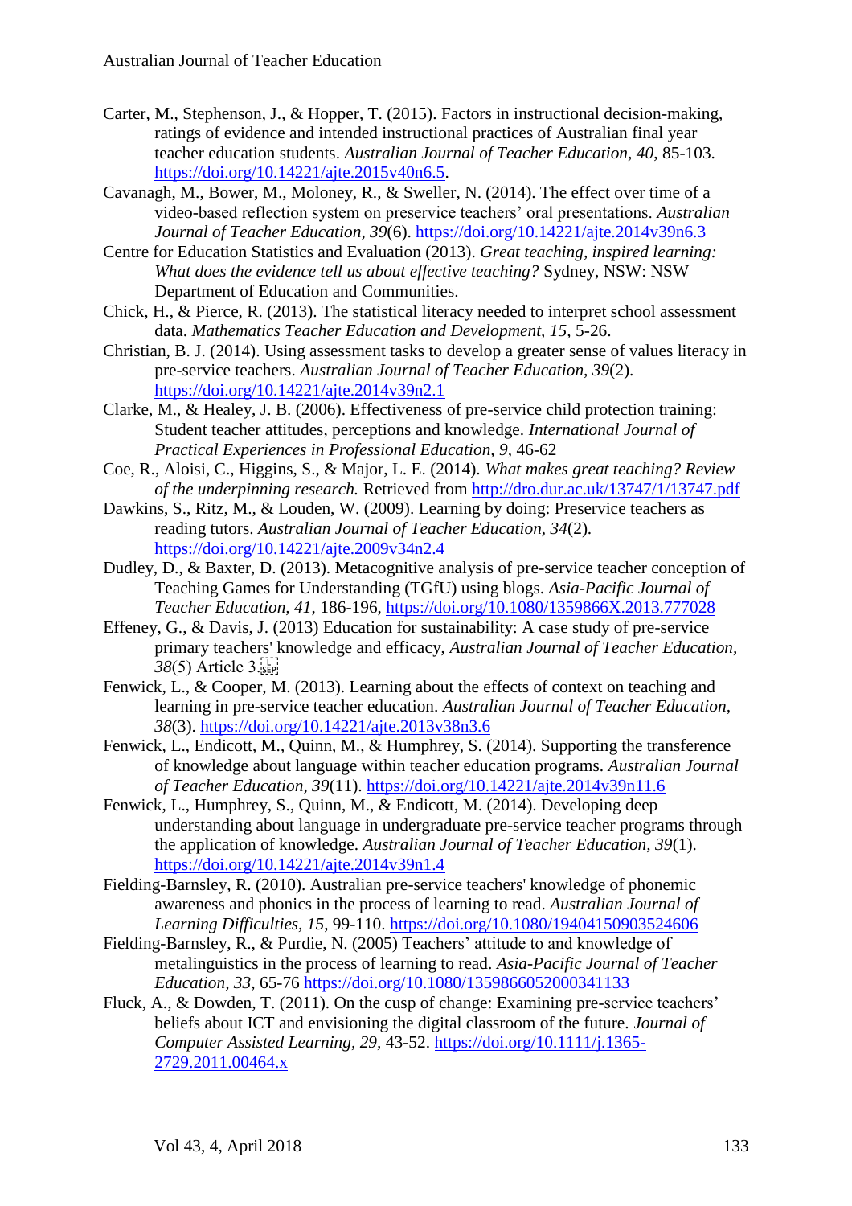Carter, M., Stephenson, J., & Hopper, T. (2015). Factors in instructional decision-making, ratings of evidence and intended instructional practices of Australian final year teacher education students. *Australian Journal of Teacher Education, 40*, 85-103. https://doi.org/10.14221/ajte.2015v40n6.5.

Cavanagh, M., Bower, M., Moloney, R., & Sweller, N. (2014). The effect over time of a video-based reflection system on preservice teachers' oral presentations. *Australian Journal of Teacher Education, 39*(6). https://doi.org/10.14221/ajte.2014v39n6.3

Centre for Education Statistics and Evaluation (2013). *Great teaching, inspired learning: What does the evidence tell us about effective teaching?* Sydney, NSW: NSW Department of Education and Communities.

Chick, H., & Pierce, R. (2013). The statistical literacy needed to interpret school assessment data. *Mathematics Teacher Education and Development, 15*, 5-26.

Christian, B. J. (2014). Using assessment tasks to develop a greater sense of values literacy in pre-service teachers. *Australian Journal of Teacher Education, 39*(2). https://doi.org/10.14221/ajte.2014v39n2.1

Clarke, M., & Healey, J. B. (2006). Effectiveness of pre-service child protection training: Student teacher attitudes, perceptions and knowledge. *International Journal of Practical Experiences in Professional Education, 9*, 46-62

Coe, R., Aloisi, C., Higgins, S., & Major, L. E. (2014). *What makes great teaching? Review of the underpinning research.* Retrieved from http://dro.dur.ac.uk/13747/1/13747.pdf

Dawkins, S., Ritz, M., & Louden, W. (2009). Learning by doing: Preservice teachers as reading tutors. *Australian Journal of Teacher Education, 34*(2). https://doi.org/10.14221/ajte.2009v34n2.4

Dudley, D., & Baxter, D. (2013). Metacognitive analysis of pre-service teacher conception of Teaching Games for Understanding (TGfU) using blogs. *Asia-Pacific Journal of Teacher Education, 41*, 186-196, https://doi.org/10.1080/1359866X.2013.777028

Effeney, G., & Davis, J. (2013) Education for sustainability: A case study of pre-service primary teachers' knowledge and efficacy, *Australian Journal of Teacher Education, 38*(5) Article 3.

Fenwick, L., & Cooper, M. (2013). Learning about the effects of context on teaching and learning in pre-service teacher education. *Australian Journal of Teacher Education, 38*(3). https://doi.org/10.14221/ajte.2013v38n3.6

Fenwick, L., Endicott, M., Quinn, M., & Humphrey, S. (2014). Supporting the transference of knowledge about language within teacher education programs. *Australian Journal of Teacher Education, 39*(11). https://doi.org/10.14221/ajte.2014v39n11.6

Fenwick, L., Humphrey, S., Quinn, M., & Endicott, M. (2014). Developing deep understanding about language in undergraduate pre-service teacher programs through the application of knowledge. *Australian Journal of Teacher Education, 39*(1). https://doi.org/10.14221/ajte.2014v39n1.4

Fielding-Barnsley, R. (2010). Australian pre-service teachers' knowledge of phonemic awareness and phonics in the process of learning to read. *Australian Journal of Learning Difficulties, 15*, 99-110. https://doi.org/10.1080/19404150903524606

Fielding-Barnsley, R., & Purdie, N. (2005) Teachers' attitude to and knowledge of metalinguistics in the process of learning to read. *Asia-Pacific Journal of Teacher Education, 33*, 65-76 https://doi.org/10.1080/1359866052000341133

Fluck, A., & Dowden, T. (2011). On the cusp of change: Examining pre-service teachers' beliefs about ICT and envisioning the digital classroom of the future. *Journal of Computer Assisted Learning, 29*, 43-52. https://doi.org/10.1111/j.1365-2729.2011.00464.x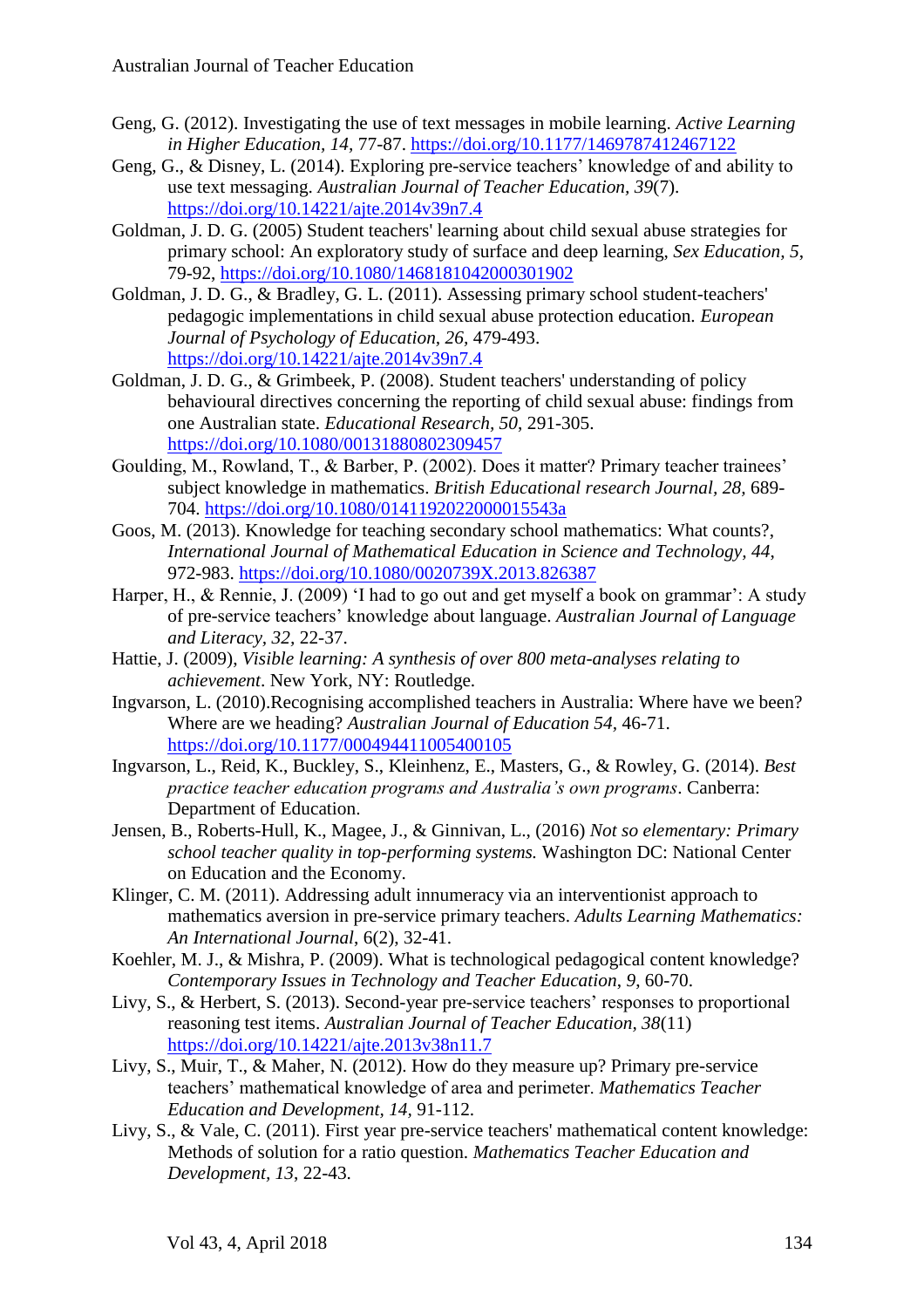Geng, G. (2012). Investigating the use of text messages in mobile learning. *Active Learning in Higher Education, 14*, 77-87. https://doi.org/10.1177/1469787412467122

Geng, G., & Disney, L. (2014). Exploring pre-service teachers' knowledge of and ability to use text messaging. *Australian Journal of Teacher Education*, *39*(7). https://doi.org/10.14221/ajte.2014v39n7.4

Goldman, J. D. G. (2005) Student teachers' learning about child sexual abuse strategies for primary school: An exploratory study of surface and deep learning, *Sex Education, 5*, 79-92, https://doi.org/10.1080/1468181042000301902

Goldman, J. D. G., & Bradley, G. L. (2011). Assessing primary school student-teachers' pedagogic implementations in child sexual abuse protection education. *European Journal of Psychology of Education*, *26*, 479-493. https://doi.org/10.14221/ajte.2014v39n7.4

Goldman, J. D. G., & Grimbeek, P. (2008). Student teachers' understanding of policy behavioural directives concerning the reporting of child sexual abuse: findings from one Australian state. *Educational Research*, *50*, 291-305. https://doi.org/10.1080/00131880802309457

Goulding, M., Rowland, T., & Barber, P. (2002). Does it matter? Primary teacher trainees' subject knowledge in mathematics. *British Educational research Journal, 28,* 689-704. https://doi.org/10.1080/0141192022000015543a

Goos, M. (2013). Knowledge for teaching secondary school mathematics: What counts?, *International Journal of Mathematical Education in Science and Technology, 44*, 972-983. https://doi.org/10.1080/0020739X.2013.826387

Harper, H., & Rennie, J. (2009) 'I had to go out and get myself a book on grammar': A study of pre-service teachers' knowledge about language. *Australian Journal of Language and Literacy, 32,* 22-37.

Hattie, J. (2009), *Visible learning: A synthesis of over 800 meta-analyses relating to achievement*. New York, NY: Routledge.

Ingvarson, L. (2010).Recognising accomplished teachers in Australia: Where have we been? Where are we heading? *Australian Journal of Education 54*, 46-71. https://doi.org/10.1177/000494411005400105

Ingvarson, L., Reid, K., Buckley, S., Kleinhenz, E., Masters, G., & Rowley, G. (2014). *Best practice teacher education programs and Australia's own programs*. Canberra: Department of Education.

Jensen, B., Roberts-Hull, K., Magee, J., & Ginnivan, L., (2016) *Not so elementary: Primary school teacher quality in top-performing systems.* Washington DC: National Center on Education and the Economy.

Klinger, C. M. (2011). Addressing adult innumeracy via an interventionist approach to mathematics aversion in pre-service primary teachers. *Adults Learning Mathematics: An International Journal*, 6(2), 32-41.

Koehler, M. J., & Mishra, P. (2009). What is technological pedagogical content knowledge? *Contemporary Issues in Technology and Teacher Education, 9*, 60-70.

Livy, S., & Herbert, S. (2013). Second-year pre-service teachers' responses to proportional reasoning test items. *Australian Journal of Teacher Education, 38*(11) https://doi.org/10.14221/ajte.2013v38n11.7

Livy, S., Muir, T., & Maher, N. (2012). How do they measure up? Primary pre-service teachers' mathematical knowledge of area and perimeter. *Mathematics Teacher Education and Development, 14,* 91-112.

Livy, S., & Vale, C. (2011). First year pre-service teachers' mathematical content knowledge: Methods of solution for a ratio question. *Mathematics Teacher Education and Development*, *13*, 22-43.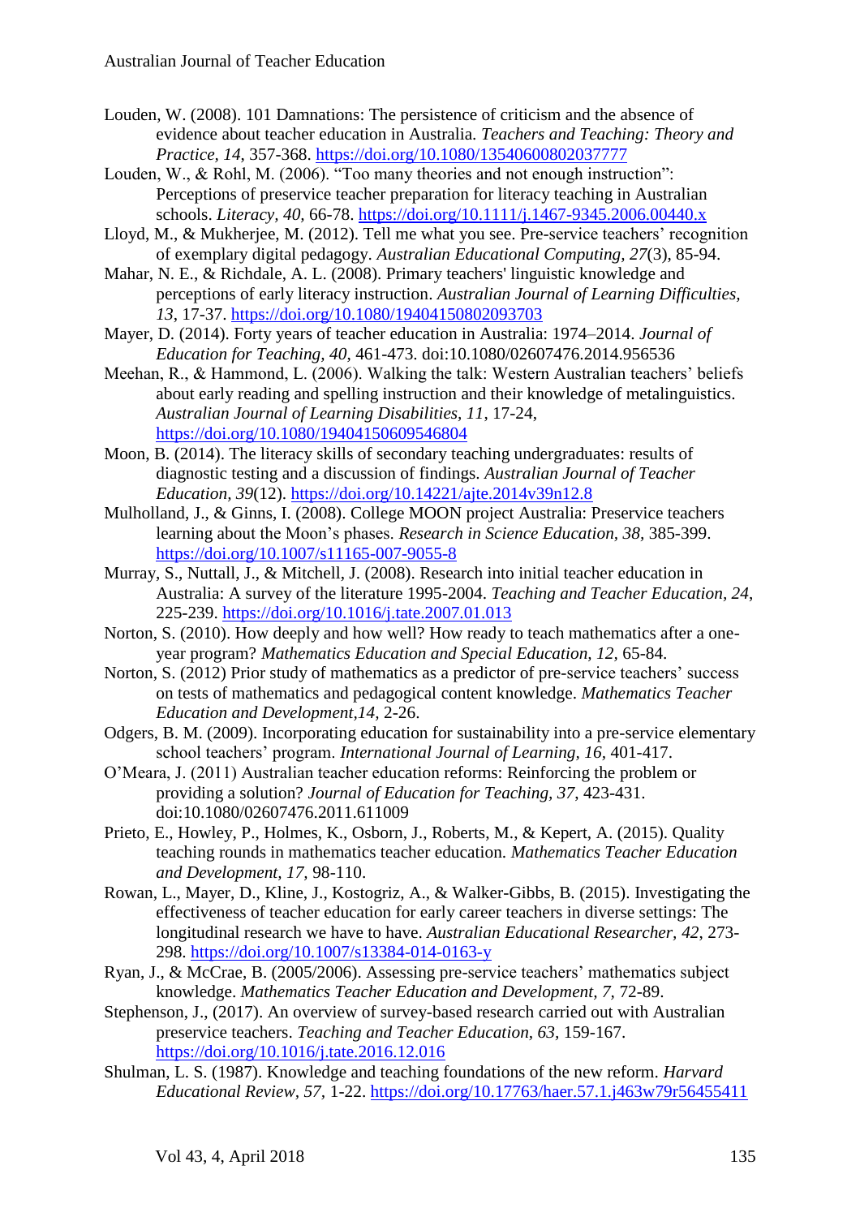Louden, W. (2008). 101 Damnations: The persistence of criticism and the absence of evidence about teacher education in Australia. *Teachers and Teaching: Theory and Practice, 14*, 357-368. https://doi.org/10.1080/13540600802037777

Louden, W., & Rohl, M. (2006). "Too many theories and not enough instruction": Perceptions of preservice teacher preparation for literacy teaching in Australian schools. *Literacy, 40*, 66-78. https://doi.org/10.1111/j.1467-9345.2006.00440.x

Lloyd, M., & Mukherjee, M. (2012). Tell me what you see. Pre-service teachers' recognition of exemplary digital pedagogy. *Australian Educational Computing, 27*(3), 85-94.

Mahar, N. E., & Richdale, A. L. (2008). Primary teachers' linguistic knowledge and perceptions of early literacy instruction. *Australian Journal of Learning Difficulties, 13*, 17-37. https://doi.org/10.1080/19404150802093703

Mayer, D. (2014). Forty years of teacher education in Australia: 1974–2014. *Journal of Education for Teaching, 40*, 461-473. doi:10.1080/02607476.2014.956536

Meehan, R., & Hammond, L. (2006). Walking the talk: Western Australian teachers' beliefs about early reading and spelling instruction and their knowledge of metalinguistics. *Australian Journal of Learning Disabilities, 11*, 17-24, https://doi.org/10.1080/19404150609546804

Moon, B. (2014). The literacy skills of secondary teaching undergraduates: results of diagnostic testing and a discussion of findings. *Australian Journal of Teacher Education, 39*(12). https://doi.org/10.14221/ajte.2014v39n12.8

Mulholland, J., & Ginns, I. (2008). College MOON project Australia: Preservice teachers learning about the Moon's phases. *Research in Science Education, 38,* 385-399. https://doi.org/10.1007/s11165-007-9055-8

Murray, S., Nuttall, J., & Mitchell, J. (2008). Research into initial teacher education in Australia: A survey of the literature 1995-2004. *Teaching and Teacher Education, 24*, 225-239. https://doi.org/10.1016/j.tate.2007.01.013

Norton, S. (2010). How deeply and how well? How ready to teach mathematics after a one-year program? *Mathematics Education and Special Education, 12*, 65-84.

Norton, S. (2012) Prior study of mathematics as a predictor of pre-service teachers' success on tests of mathematics and pedagogical content knowledge. *Mathematics Teacher Education and Development,14*, 2-26.

Odgers, B. M. (2009). Incorporating education for sustainability into a pre-service elementary school teachers' program. *International Journal of Learning, 16*, 401-417.

O'Meara, J. (2011) Australian teacher education reforms: Reinforcing the problem or providing a solution? *Journal of Education for Teaching, 37*, 423-431. doi:10.1080/02607476.2011.611009

Prieto, E., Howley, P., Holmes, K., Osborn, J., Roberts, M., & Kepert, A. (2015). Quality teaching rounds in mathematics teacher education. *Mathematics Teacher Education and Development, 17,* 98-110.

Rowan, L., Mayer, D., Kline, J., Kostogriz, A., & Walker-Gibbs, B. (2015). Investigating the effectiveness of teacher education for early career teachers in diverse settings: The longitudinal research we have to have. *Australian Educational Researcher, 42*, 273-298. https://doi.org/10.1007/s13384-014-0163-y

Ryan, J., & McCrae, B. (2005/2006). Assessing pre-service teachers' mathematics subject knowledge. *Mathematics Teacher Education and Development, 7*, 72-89.

Stephenson, J., (2017). An overview of survey-based research carried out with Australian preservice teachers. *Teaching and Teacher Education, 63,* 159-167. https://doi.org/10.1016/j.tate.2016.12.016

Shulman, L. S. (1987). Knowledge and teaching foundations of the new reform. *Harvard Educational Review, 57,* 1-22. https://doi.org/10.17763/haer.57.1.j463w79r56455411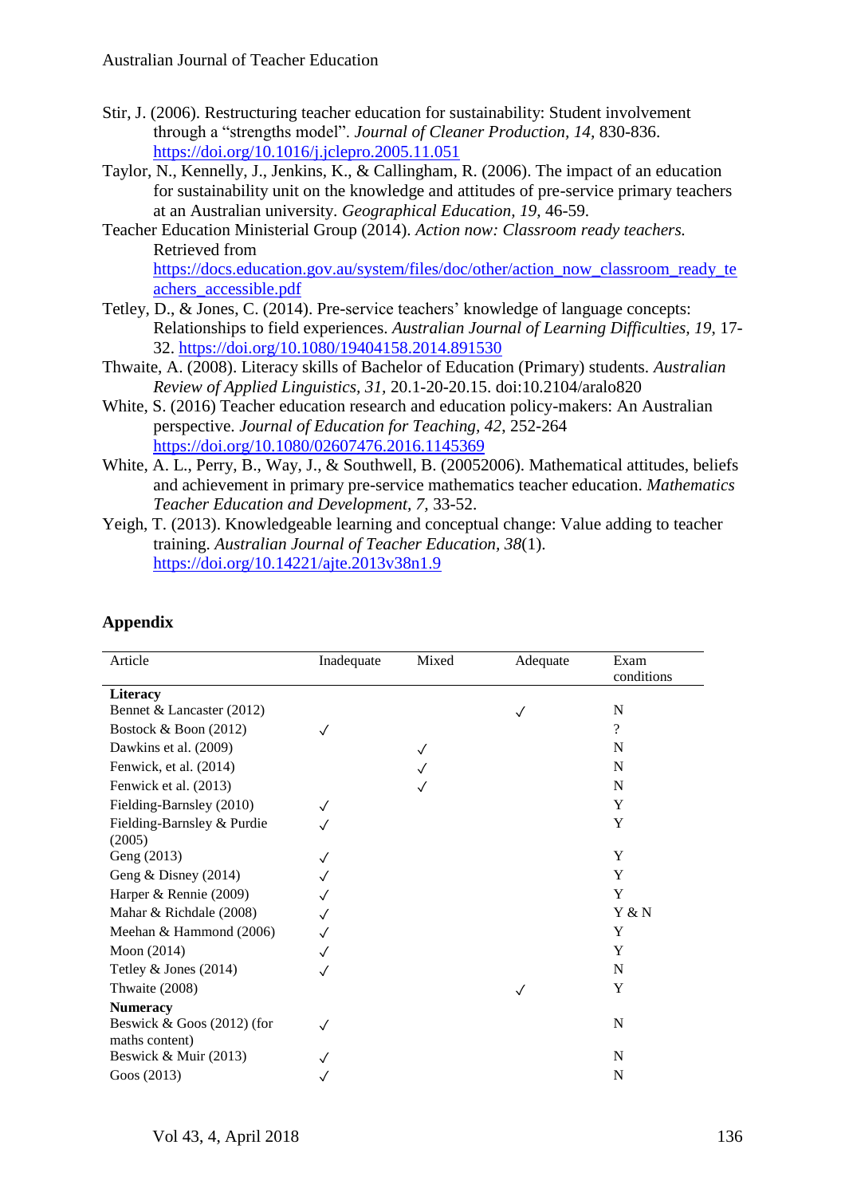Stir, J. (2006). Restructuring teacher education for sustainability: Student involvement through a "strengths model". *Journal of Cleaner Production, 14,* 830-836. https://doi.org/10.1016/j.jclepro.2005.11.051

Taylor, N., Kennelly, J., Jenkins, K., & Callingham, R. (2006). The impact of an education for sustainability unit on the knowledge and attitudes of pre-service primary teachers at an Australian university. *Geographical Education, 19,* 46-59.

Teacher Education Ministerial Group (2014). *Action now: Classroom ready teachers.* Retrieved from https://docs.education.gov.au/system/files/doc/other/action_now_classroom_ready_teachers_accessible.pdf

Tetley, D., & Jones, C. (2014). Pre-service teachers' knowledge of language concepts: Relationships to field experiences. *Australian Journal of Learning Difficulties, 19,* 17-32. https://doi.org/10.1080/19404158.2014.891530

Thwaite, A. (2008). Literacy skills of Bachelor of Education (Primary) students. *Australian Review of Applied Linguistics, 31,* 20.1-20-20.15. doi:10.2104/aralo820

White, S. (2016) Teacher education research and education policy-makers: An Australian perspective. *Journal of Education for Teaching, 42,* 252-264 https://doi.org/10.1080/02607476.2016.1145369

White, A. L., Perry, B., Way, J., & Southwell, B. (20052006). Mathematical attitudes, beliefs and achievement in primary pre-service mathematics teacher education. *Mathematics Teacher Education and Development, 7,* 33-52.

Yeigh, T. (2013). Knowledgeable learning and conceptual change: Value adding to teacher training. *Australian Journal of Teacher Education, 38*(1). https://doi.org/10.14221/ajte.2013v38n1.9

## Appendix

| Article | Inadequate | Mixed | Adequate | Exam conditions |
|---|---|---|---|---|
| **Literacy** | | | | |
| Bennet & Lancaster (2012) | | | ✓ | N |
| Bostock & Boon (2012) | ✓ | | | ? |
| Dawkins et al. (2009) | | ✓ | | N |
| Fenwick, et al. (2014) | | ✓ | | N |
| Fenwick et al. (2013) | | ✓ | | N |
| Fielding-Barnsley (2010) | ✓ | | | Y |
| Fielding-Barnsley & Purdie (2005) | ✓ | | | Y |
| Geng (2013) | ✓ | | | Y |
| Geng & Disney (2014) | ✓ | | | Y |
| Harper & Rennie (2009) | ✓ | | | Y |
| Mahar & Richdale (2008) | ✓ | | | Y & N |
| Meehan & Hammond (2006) | ✓ | | | Y |
| Moon (2014) | ✓ | | | Y |
| Tetley & Jones (2014) | ✓ | | | N |
| Thwaite (2008) | | | ✓ | Y |
| **Numeracy** | | | | |
| Beswick & Goos (2012) (for maths content) | ✓ | | | N |
| Beswick & Muir (2013) | ✓ | | | N |
| Goos (2013) | ✓ | | | N |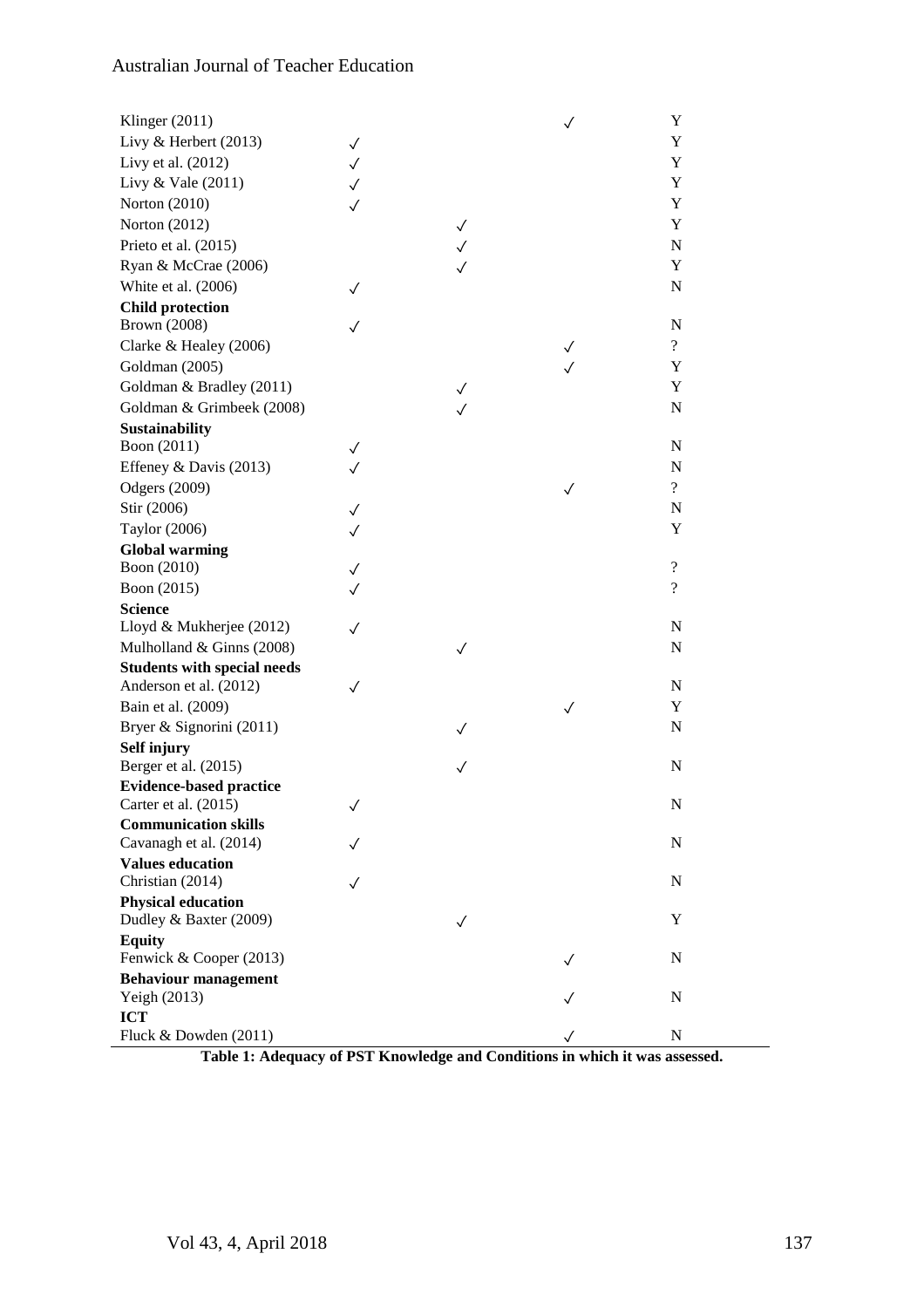| | | | | |
|---|---|---|---|---|
| Klinger (2011) | | | ✓ | Y |
| Livy & Herbert (2013) | ✓ | | | Y |
| Livy et al. (2012) | ✓ | | | Y |
| Livy & Vale (2011) | ✓ | | | Y |
| Norton (2010) | ✓ | | | Y |
| Norton (2012) | | ✓ | | Y |
| Prieto et al. (2015) | | ✓ | | N |
| Ryan & McCrae (2006) | | ✓ | | Y |
| White et al. (2006) | ✓ | | | N |
| **Child protection** | | | | |
| Brown (2008) | ✓ | | | N |
| Clarke & Healey (2006) | | | ✓ | ? |
| Goldman (2005) | | | ✓ | Y |
| Goldman & Bradley (2011) | | ✓ | | Y |
| Goldman & Grimbeek (2008) | | ✓ | | N |
| **Sustainability** | | | | |
| Boon (2011) | ✓ | | | N |
| Effeney & Davis (2013) | ✓ | | | N |
| Odgers (2009) | | | ✓ | ? |
| Stir (2006) | ✓ | | | N |
| Taylor (2006) | ✓ | | | Y |
| **Global warming** | | | | |
| Boon (2010) | ✓ | | | ? |
| Boon (2015) | ✓ | | | ? |
| **Science** | | | | |
| Lloyd & Mukherjee (2012) | ✓ | | | N |
| Mulholland & Ginns (2008) | | ✓ | | N |
| **Students with special needs** | | | | |
| Anderson et al. (2012) | ✓ | | | N |
| Bain et al. (2009) | | | ✓ | Y |
| Bryer & Signorini (2011) | | ✓ | | N |
| **Self injury** | | | | |
| Berger et al. (2015) | | ✓ | | N |
| **Evidence-based practice** | | | | |
| Carter et al. (2015) | ✓ | | | N |
| **Communication skills** | | | | |
| Cavanagh et al. (2014) | ✓ | | | N |
| **Values education** | | | | |
| Christian (2014) | ✓ | | | N |
| **Physical education** | | | | |
| Dudley & Baxter (2009) | | ✓ | | Y |
| **Equity** | | | | |
| Fenwick & Cooper (2013) | | | ✓ | N |
| **Behaviour management** | | | | |
| Yeigh (2013) | | | ✓ | N |
| **ICT** | | | | |
| Fluck & Dowden (2011) | | | ✓ | N |

**Table 1: Adequacy of PST Knowledge and Conditions in which it was assessed.**